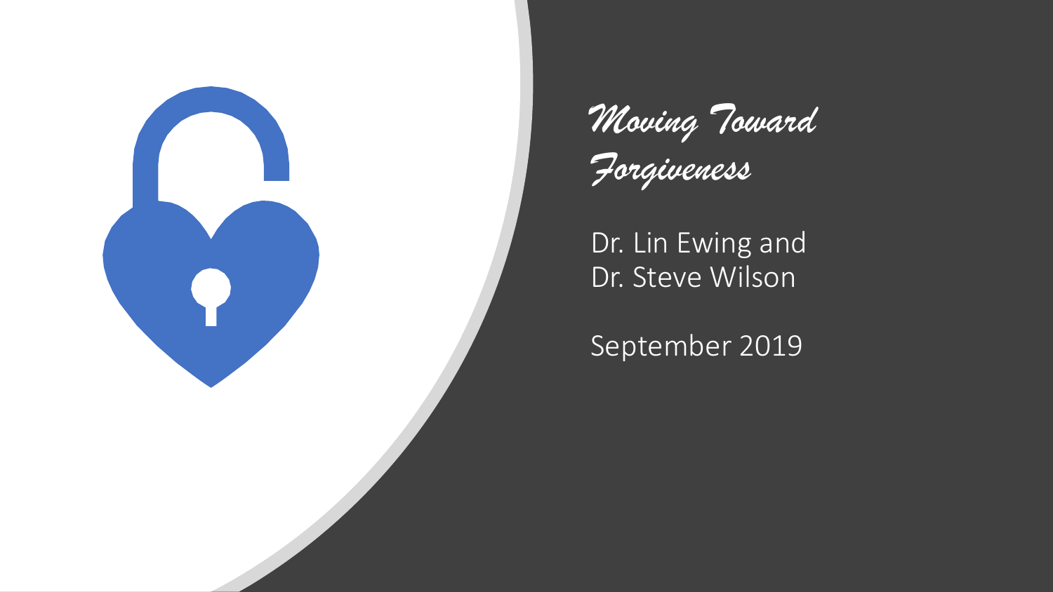# *Moving Toward Forgiveness*

Dr. Lin Ewing and Dr. Steve Wilson

September 2019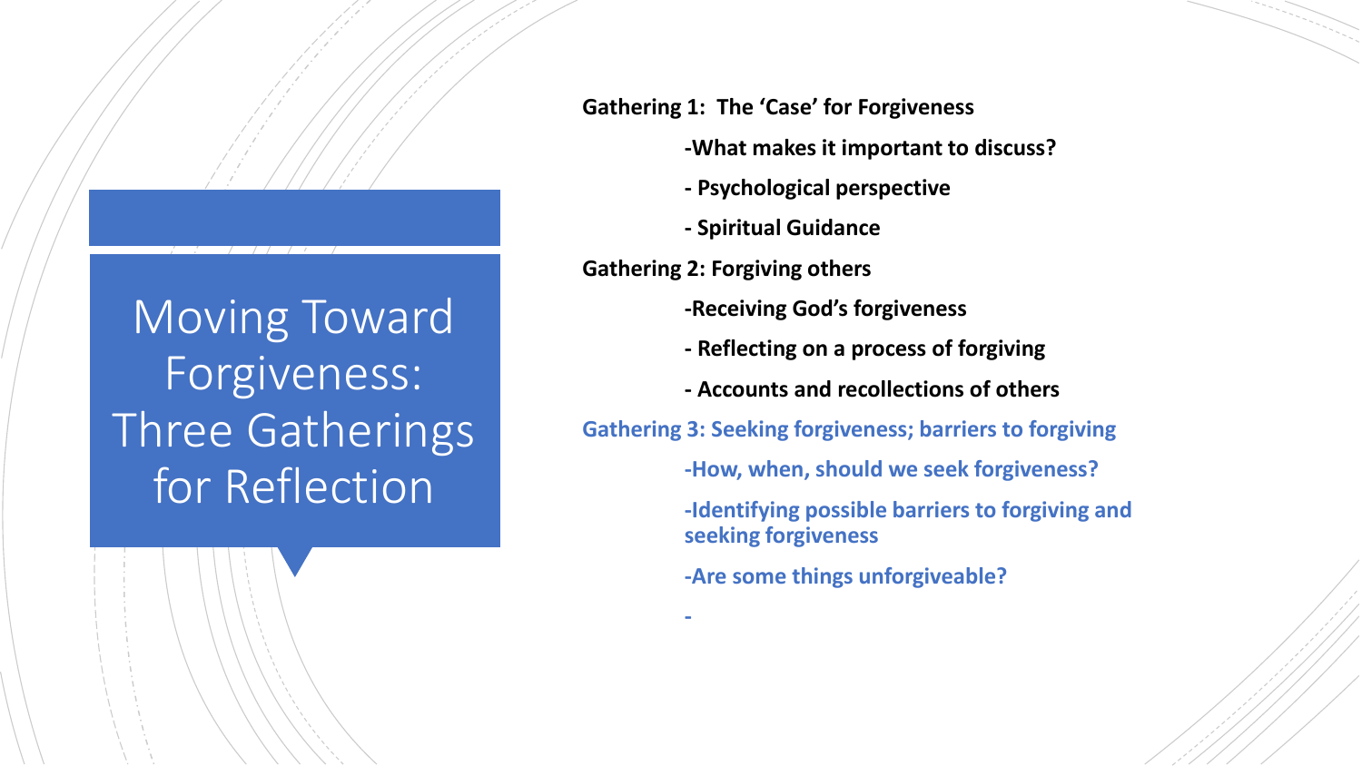# Moving Toward Forgiveness: Three Gatherings for Reflection

**Gathering 1: The 'Case' for Forgiveness**

- **What makes it important to discuss?**
- **Psychological perspective**
- **Spiritual Guidance**

**Gathering 2: Forgiving others**

- **Receiving God's forgiveness**
- **Reflecting on a process of forgiving**
- **Accounts and recollections of others**

**Gathering 3: Seeking forgiveness; barriers to forgiving**

- **How, when, should we seek forgiveness?**
- **Identifying possible barriers to forgiving and seeking forgiveness**
- **Are some things unforgiveable?**
-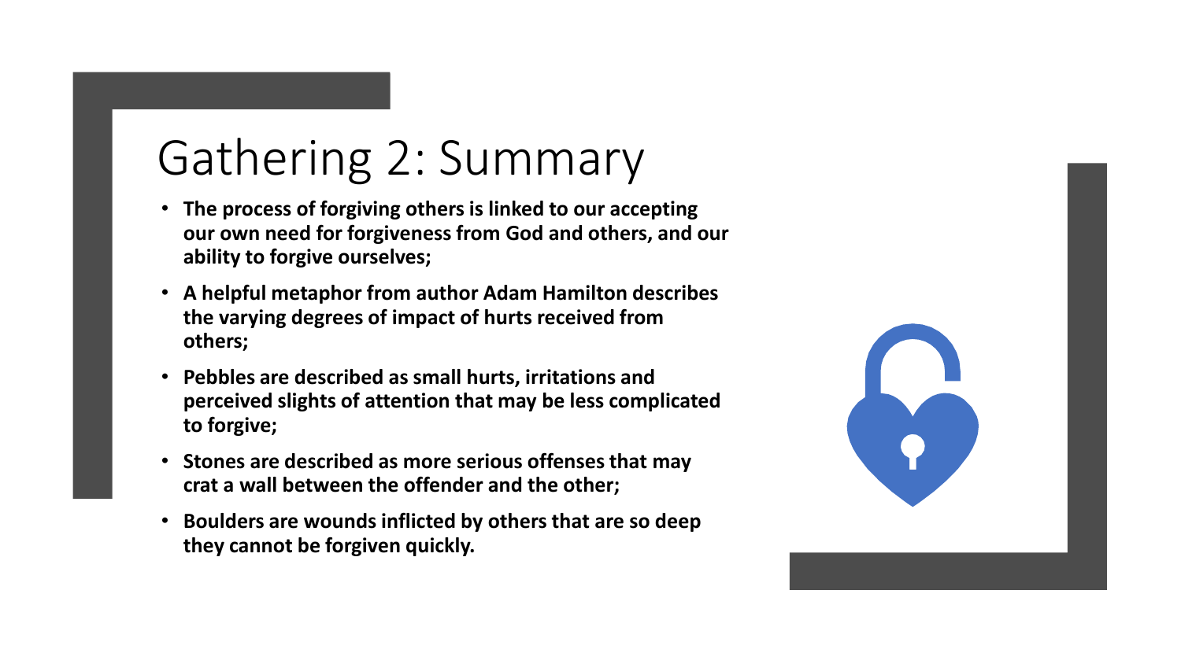# Gathering 2: Summary

- **The process of forgiving others is linked to our accepting our own need for forgiveness from God and others, and our ability to forgive ourselves;**
- **A helpful metaphor from author Adam Hamilton describes the varying degrees of impact of hurts received from others;**
- **Pebbles are described as small hurts, irritations and perceived slights of attention that may be less complicated to forgive;**
- **Stones are described as more serious offenses that may crat a wall between the offender and the other;**
- **Boulders are wounds inflicted by others that are so deep they cannot be forgiven quickly.**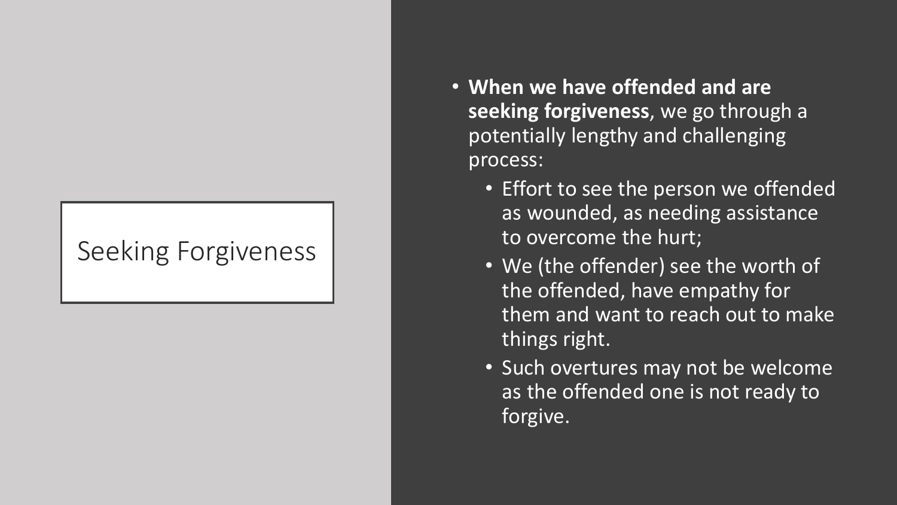# Seeking Forgiveness

- **When we have offended and are seeking forgiveness**, we go through a potentially lengthy and challenging process:
  - Effort to see the person we offended as wounded, as needing assistance to overcome the hurt;
  - We (the offender) see the worth of the offended, have empathy for them and want to reach out to make things right.
  - Such overtures may not be welcome as the offended one is not ready to forgive.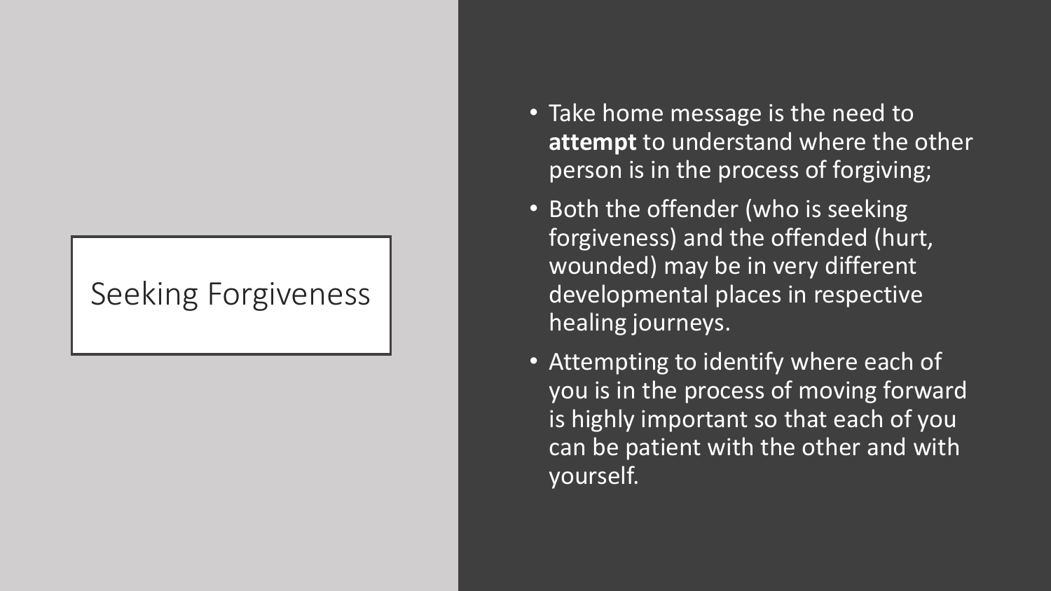# Seeking Forgiveness

- Take home message is the need to **attempt** to understand where the other person is in the process of forgiving;
- Both the offender (who is seeking forgiveness) and the offended (hurt, wounded) may be in very different developmental places in respective healing journeys.
- Attempting to identify where each of you is in the process of moving forward is highly important so that each of you can be patient with the other and with yourself.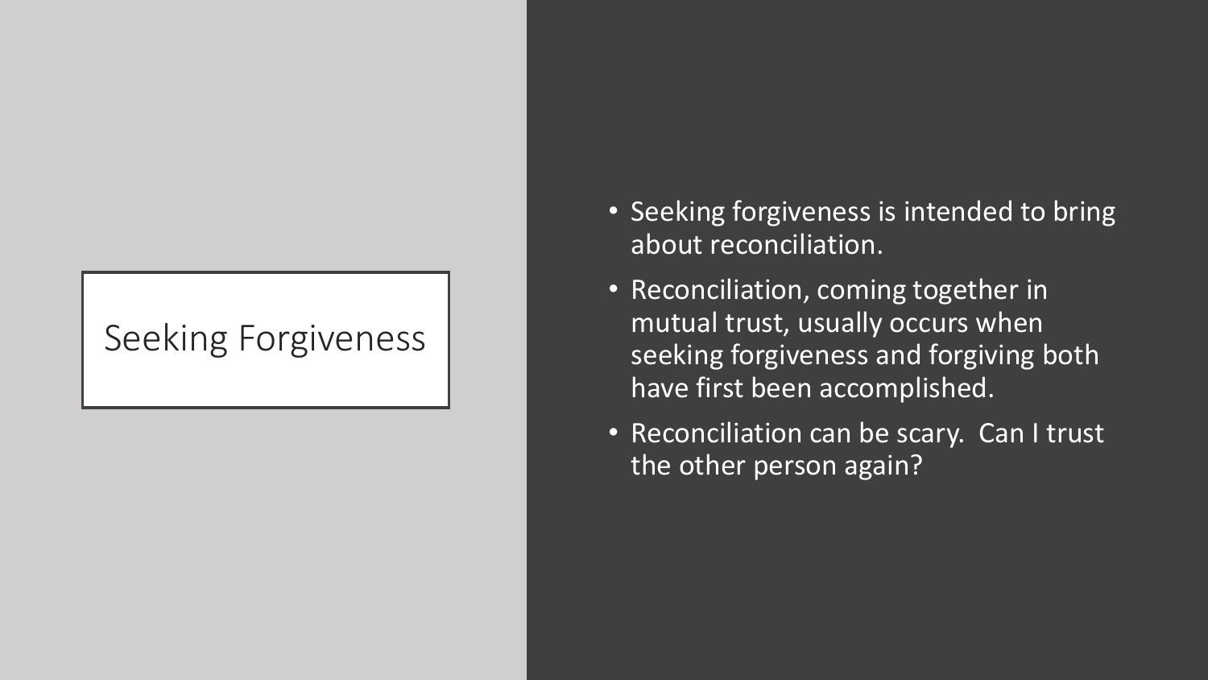# Seeking Forgiveness

- Seeking forgiveness is intended to bring about reconciliation.
- Reconciliation, coming together in mutual trust, usually occurs when seeking forgiveness and forgiving both have first been accomplished.
- Reconciliation can be scary. Can I trust the other person again?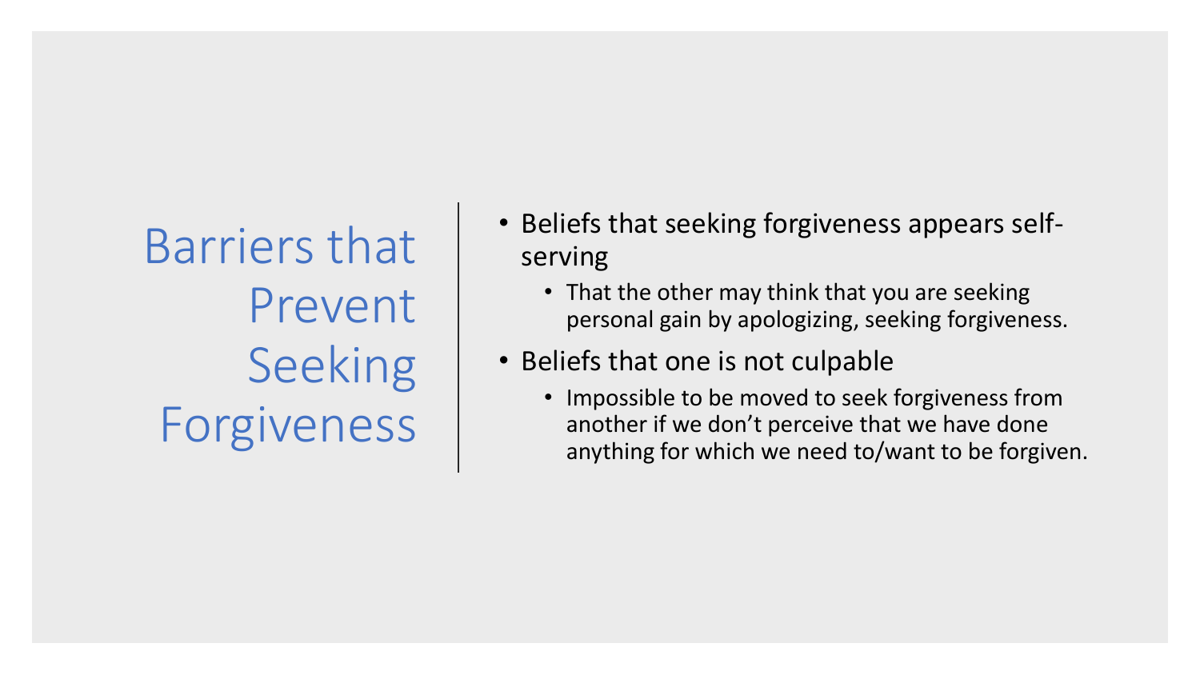# Barriers that Prevent Seeking Forgiveness

- Beliefs that seeking forgiveness appears self-serving
  - That the other may think that you are seeking personal gain by apologizing, seeking forgiveness.
- Beliefs that one is not culpable
  - Impossible to be moved to seek forgiveness from another if we don't perceive that we have done anything for which we need to/want to be forgiven.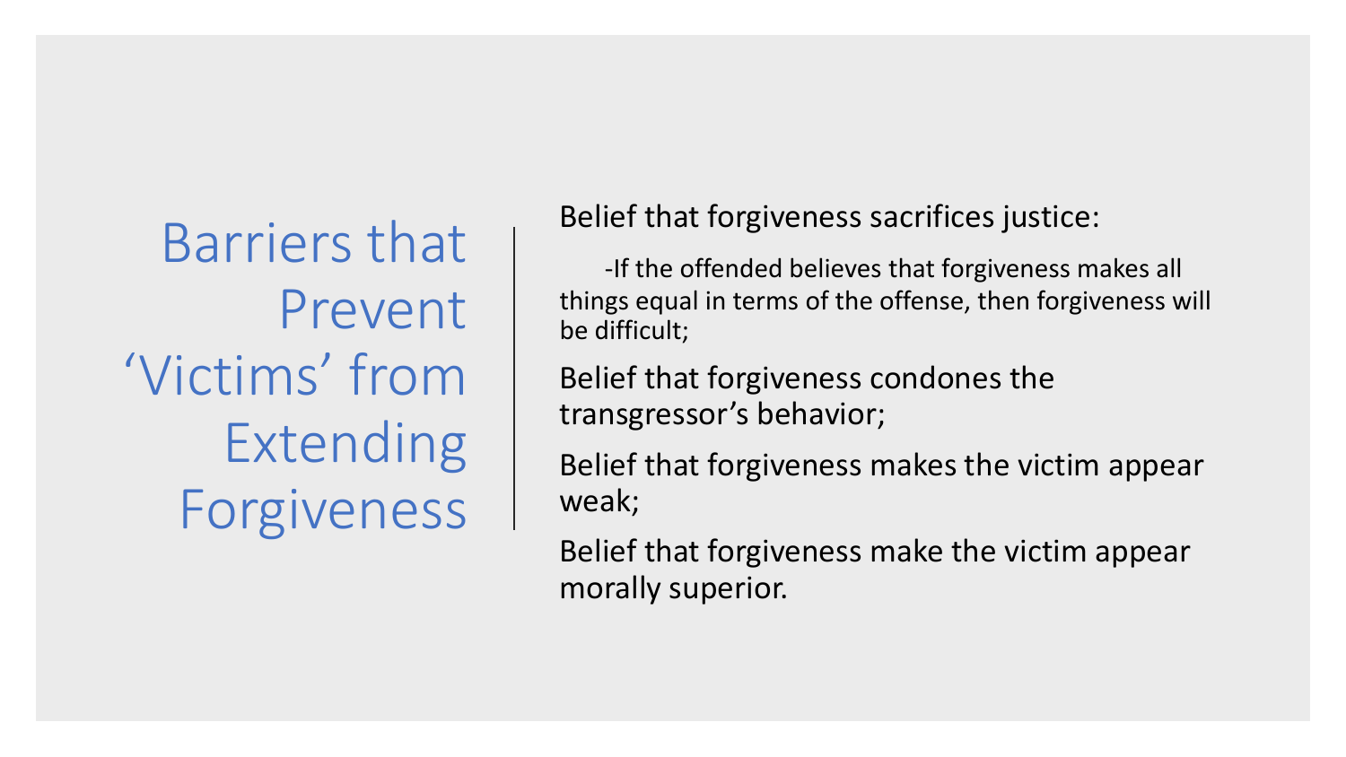# Barriers that Prevent 'Victims' from Extending Forgiveness

Belief that forgiveness sacrifices justice:

-If the offended believes that forgiveness makes all things equal in terms of the offense, then forgiveness will be difficult;

Belief that forgiveness condones the transgressor's behavior;

Belief that forgiveness makes the victim appear weak;

Belief that forgiveness make the victim appear morally superior.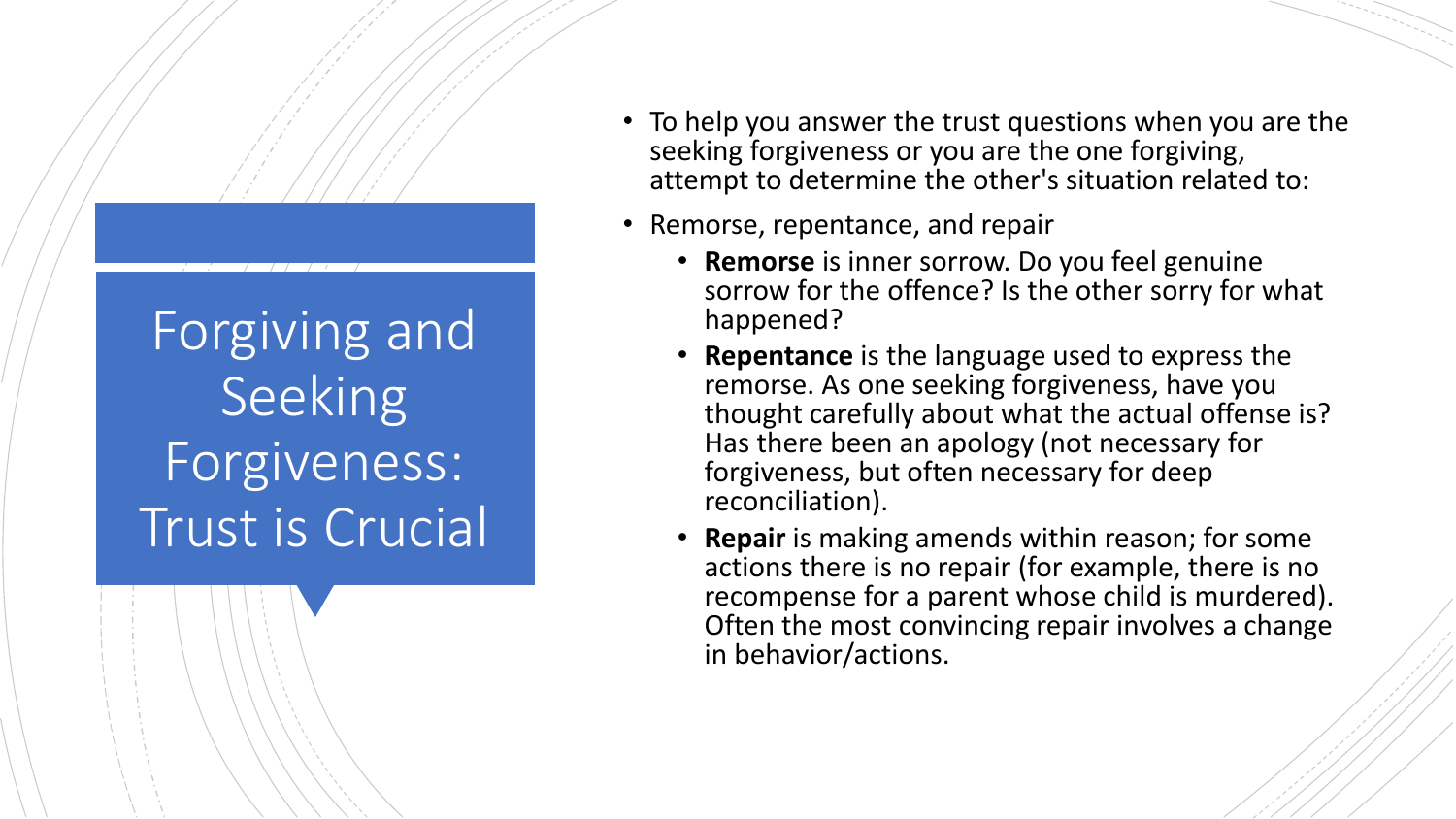# Forgiving and Seeking Forgiveness: Trust is Crucial

- To help you answer the trust questions when you are the seeking forgiveness or you are the one forgiving, attempt to determine the other's situation related to:
- Remorse, repentance, and repair
  - **Remorse** is inner sorrow. Do you feel genuine sorrow for the offence? Is the other sorry for what happened?
  - **Repentance** is the language used to express the remorse. As one seeking forgiveness, have you thought carefully about what the actual offense is? Has there been an apology (not necessary for forgiveness, but often necessary for deep reconciliation).
  - **Repair** is making amends within reason; for some actions there is no repair (for example, there is no recompense for a parent whose child is murdered). Often the most convincing repair involves a change in behavior/actions.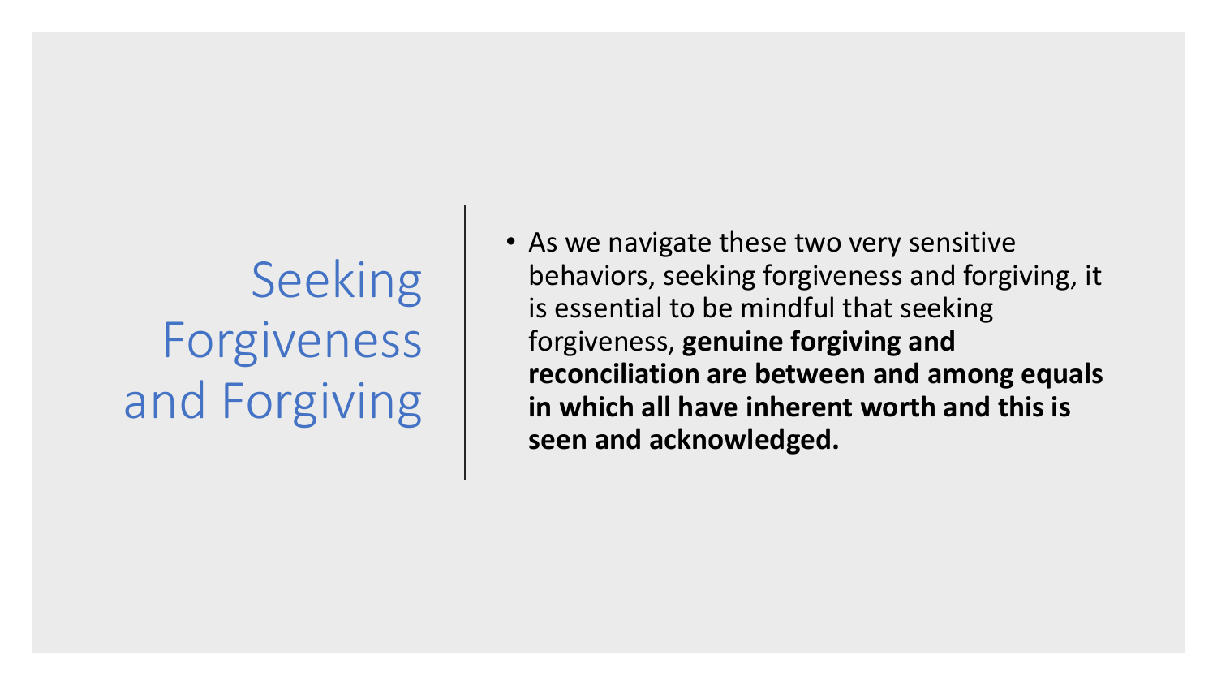# Seeking Forgiveness and Forgiving

- As we navigate these two very sensitive behaviors, seeking forgiveness and forgiving, it is essential to be mindful that seeking forgiveness, **genuine forgiving and reconciliation are between and among equals in which all have inherent worth and this is seen and acknowledged.**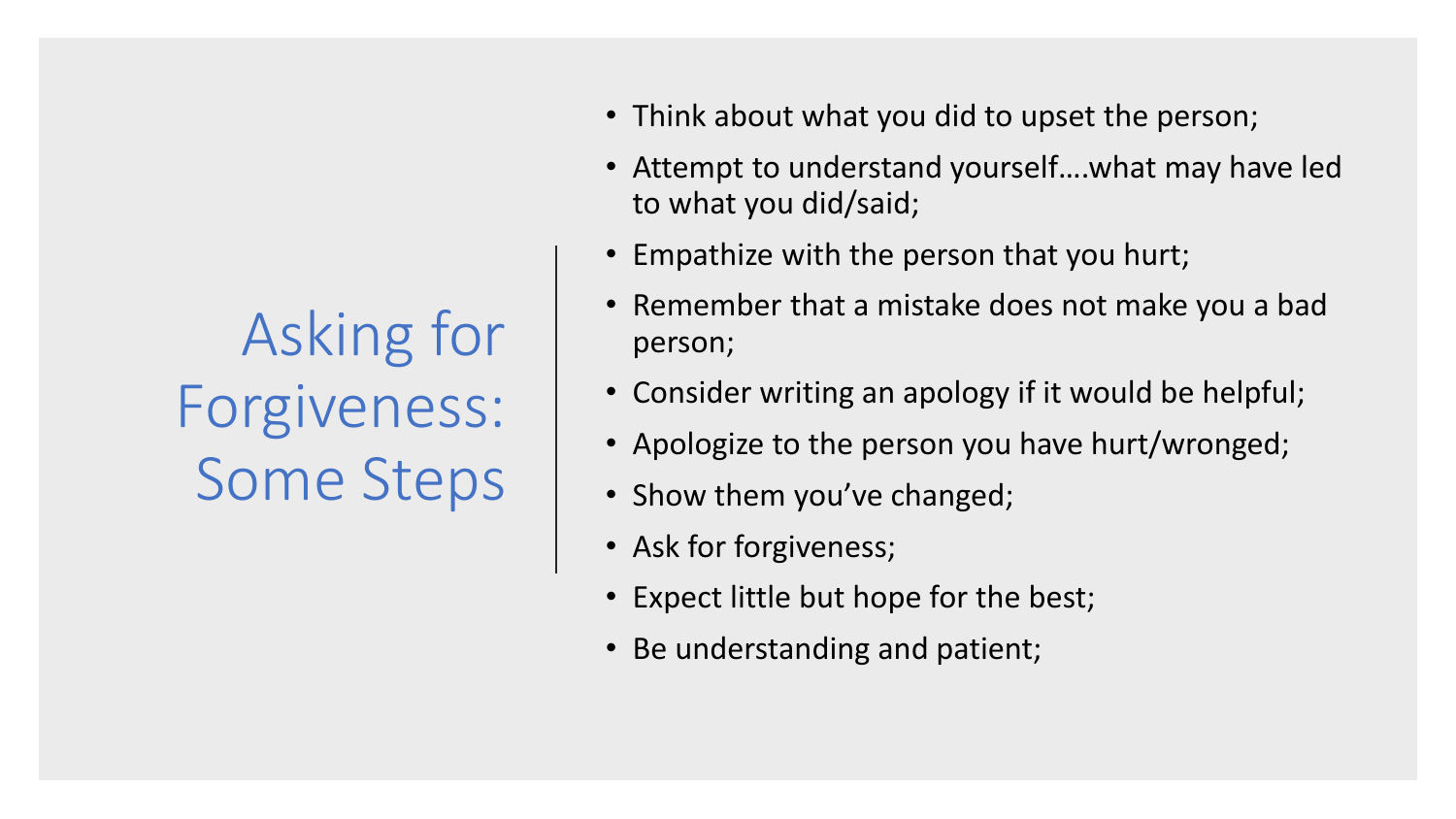# Asking for Forgiveness: Some Steps

- Think about what you did to upset the person;
- Attempt to understand yourself….what may have led to what you did/said;
- Empathize with the person that you hurt;
- Remember that a mistake does not make you a bad person;
- Consider writing an apology if it would be helpful;
- Apologize to the person you have hurt/wronged;
- Show them you've changed;
- Ask for forgiveness;
- Expect little but hope for the best;
- Be understanding and patient;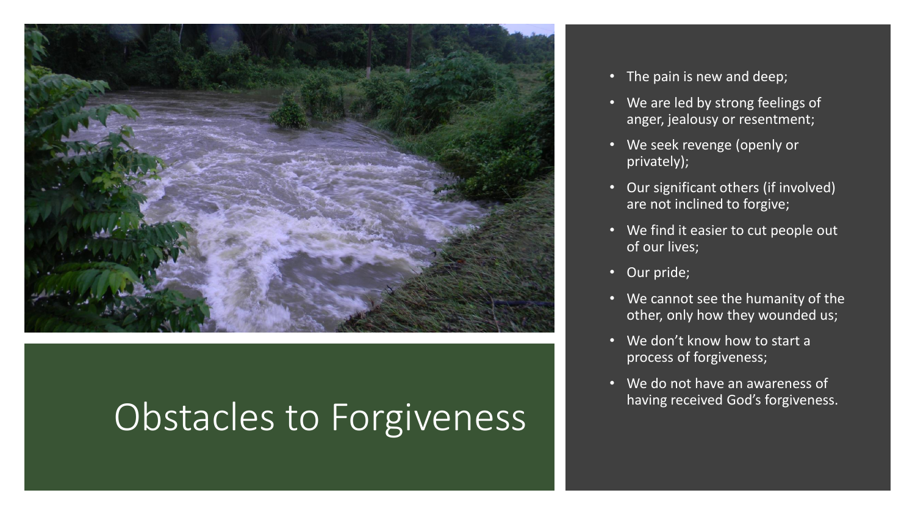# Obstacles to Forgiveness

- The pain is new and deep;
- We are led by strong feelings of anger, jealousy or resentment;
- We seek revenge (openly or privately);
- Our significant others (if involved) are not inclined to forgive;
- We find it easier to cut people out of our lives;
- Our pride;
- We cannot see the humanity of the other, only how they wounded us;
- We don't know how to start a process of forgiveness;
- We do not have an awareness of having received God's forgiveness.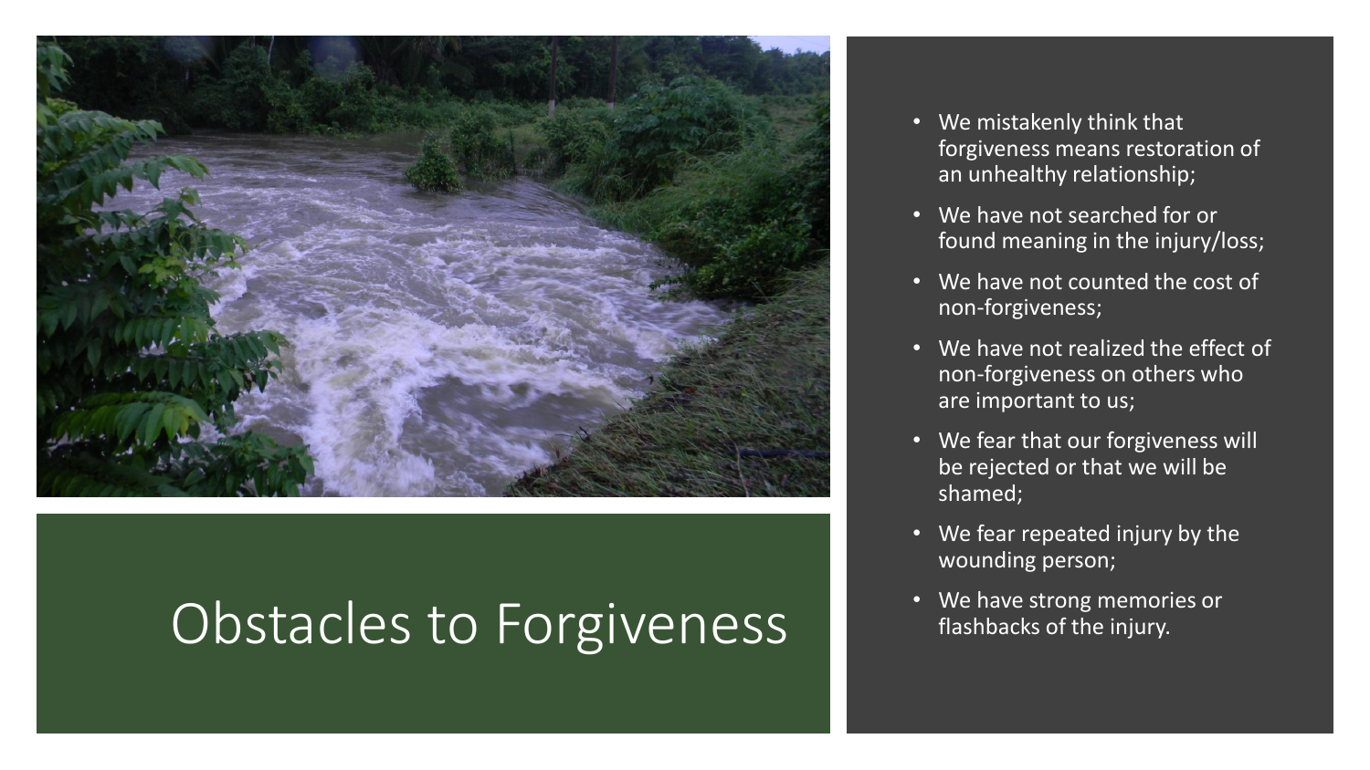# Obstacles to Forgiveness

- We mistakenly think that forgiveness means restoration of an unhealthy relationship;
- We have not searched for or found meaning in the injury/loss;
- We have not counted the cost of non-forgiveness;
- We have not realized the effect of non-forgiveness on others who are important to us;
- We fear that our forgiveness will be rejected or that we will be shamed;
- We fear repeated injury by the wounding person;
- We have strong memories or flashbacks of the injury.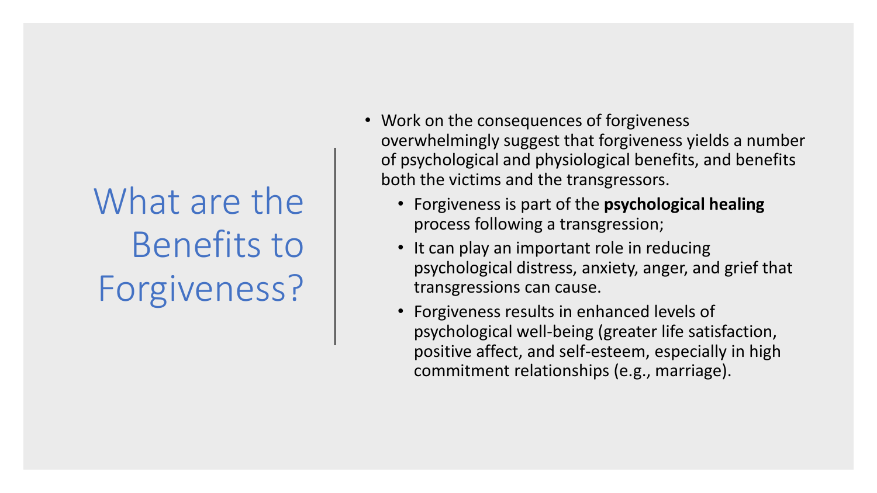# What are the Benefits to Forgiveness?

- Work on the consequences of forgiveness overwhelmingly suggest that forgiveness yields a number of psychological and physiological benefits, and benefits both the victims and the transgressors.
  - Forgiveness is part of the **psychological healing** process following a transgression;
  - It can play an important role in reducing psychological distress, anxiety, anger, and grief that transgressions can cause.
  - Forgiveness results in enhanced levels of psychological well-being (greater life satisfaction, positive affect, and self-esteem, especially in high commitment relationships (e.g., marriage).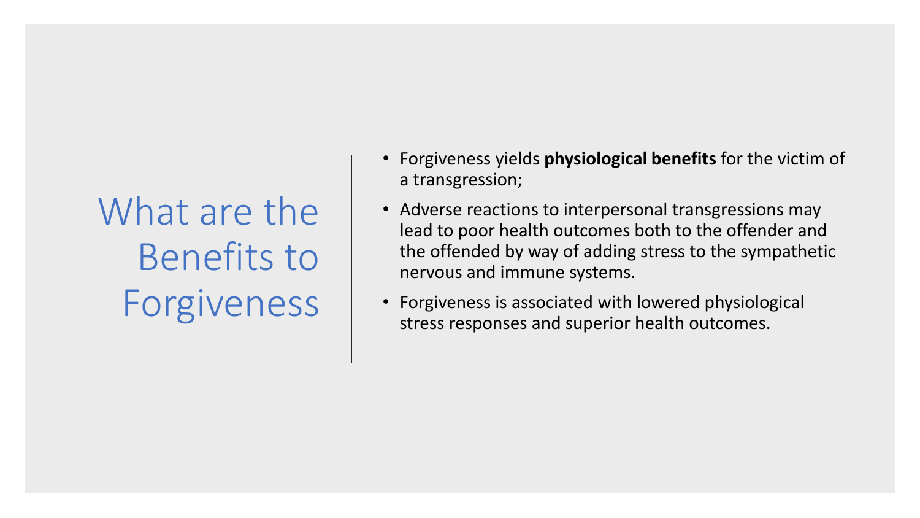# What are the Benefits to Forgiveness

- Forgiveness yields **physiological benefits** for the victim of a transgression;
- Adverse reactions to interpersonal transgressions may lead to poor health outcomes both to the offender and the offended by way of adding stress to the sympathetic nervous and immune systems.
- Forgiveness is associated with lowered physiological stress responses and superior health outcomes.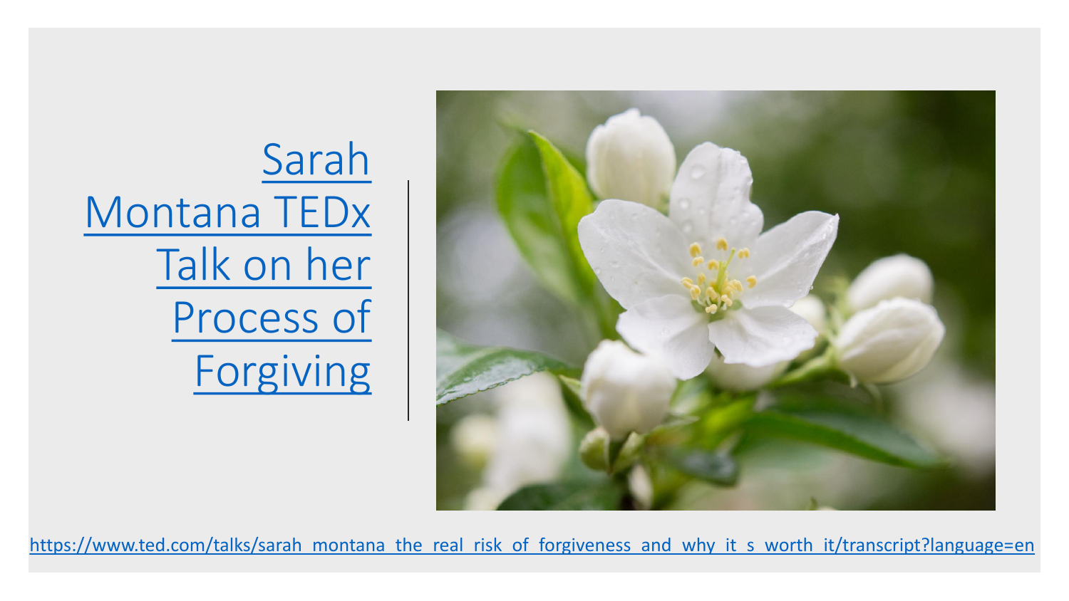# [Sarah Montana TEDx Talk on her Process of Forgiving](https://www.ted.com/talks/sarah_montana_the_real_risk_of_forgiveness_and_why_it_s_worth_it/transcript?language=en)

https://www.ted.com/talks/sarah_montana_the_real_risk_of_forgiveness_and_why_it_s_worth_it/transcript?language=en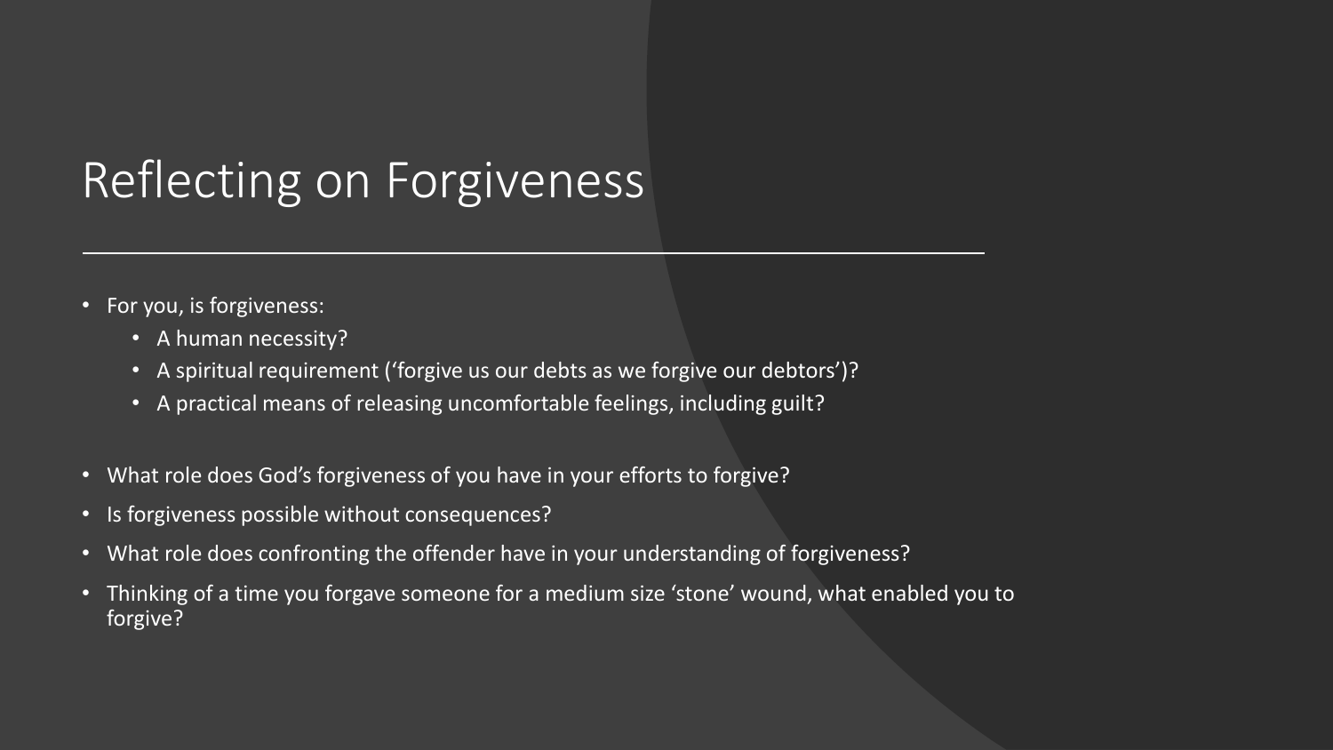# Reflecting on Forgiveness

- For you, is forgiveness:
  - A human necessity?
  - A spiritual requirement ('forgive us our debts as we forgive our debtors')?
  - A practical means of releasing uncomfortable feelings, including guilt?
- What role does God's forgiveness of you have in your efforts to forgive?
- Is forgiveness possible without consequences?
- What role does confronting the offender have in your understanding of forgiveness?
- Thinking of a time you forgave someone for a medium size 'stone' wound, what enabled you to forgive?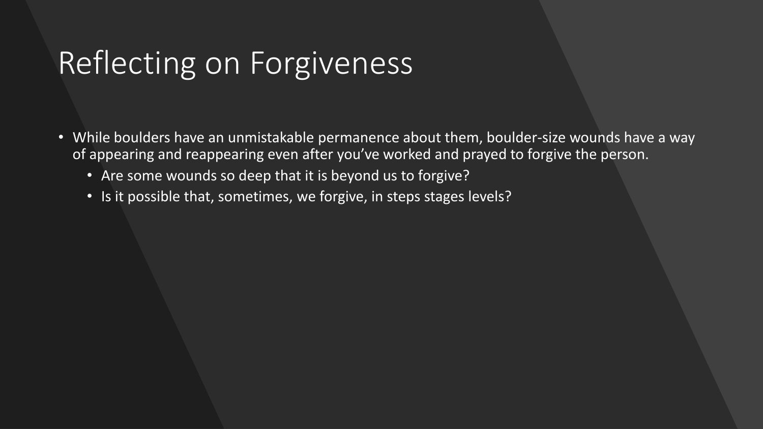# Reflecting on Forgiveness

- While boulders have an unmistakable permanence about them, boulder-size wounds have a way of appearing and reappearing even after you've worked and prayed to forgive the person.
  - Are some wounds so deep that it is beyond us to forgive?
  - Is it possible that, sometimes, we forgive, in steps stages levels?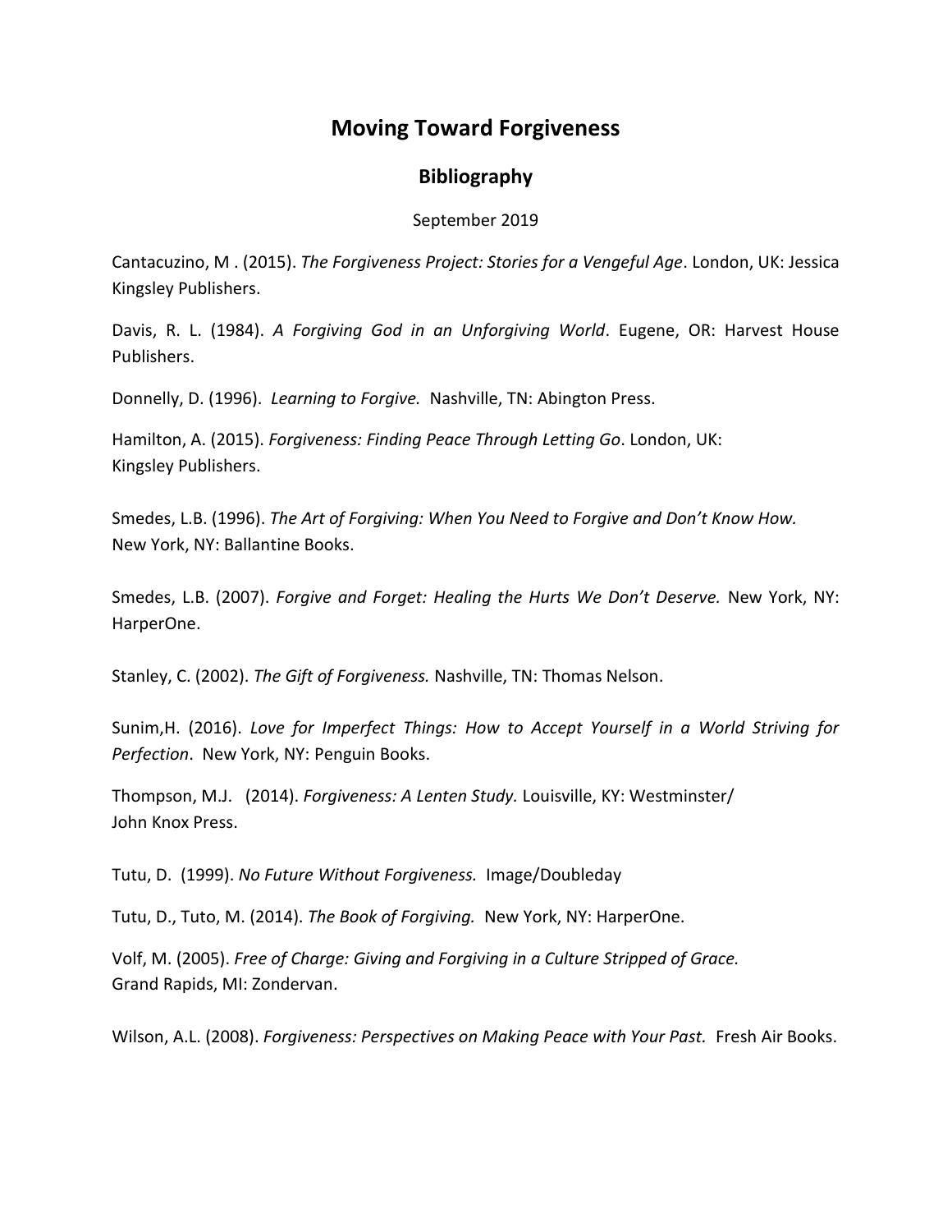# Moving Toward Forgiveness

## Bibliography

September 2019

Cantacuzino, M . (2015). *The Forgiveness Project: Stories for a Vengeful Age*. London, UK: Jessica Kingsley Publishers.

Davis, R. L. (1984). *A Forgiving God in an Unforgiving World*. Eugene, OR: Harvest House Publishers.

Donnelly, D. (1996). *Learning to Forgive.* Nashville, TN: Abington Press.

Hamilton, A. (2015). *Forgiveness: Finding Peace Through Letting Go*. London, UK: Kingsley Publishers.

Smedes, L.B. (1996). *The Art of Forgiving: When You Need to Forgive and Don't Know How.* New York, NY: Ballantine Books.

Smedes, L.B. (2007). *Forgive and Forget: Healing the Hurts We Don't Deserve.* New York, NY: HarperOne.

Stanley, C. (2002). *The Gift of Forgiveness.* Nashville, TN: Thomas Nelson.

Sunim,H. (2016). *Love for Imperfect Things: How to Accept Yourself in a World Striving for Perfection*. New York, NY: Penguin Books.

Thompson, M.J. (2014). *Forgiveness: A Lenten Study.* Louisville, KY: Westminster/ John Knox Press.

Tutu, D. (1999). *No Future Without Forgiveness.* Image/Doubleday

Tutu, D., Tuto, M. (2014). *The Book of Forgiving.* New York, NY: HarperOne.

Volf, M. (2005). *Free of Charge: Giving and Forgiving in a Culture Stripped of Grace.* Grand Rapids, MI: Zondervan.

Wilson, A.L. (2008). *Forgiveness: Perspectives on Making Peace with Your Past.* Fresh Air Books.